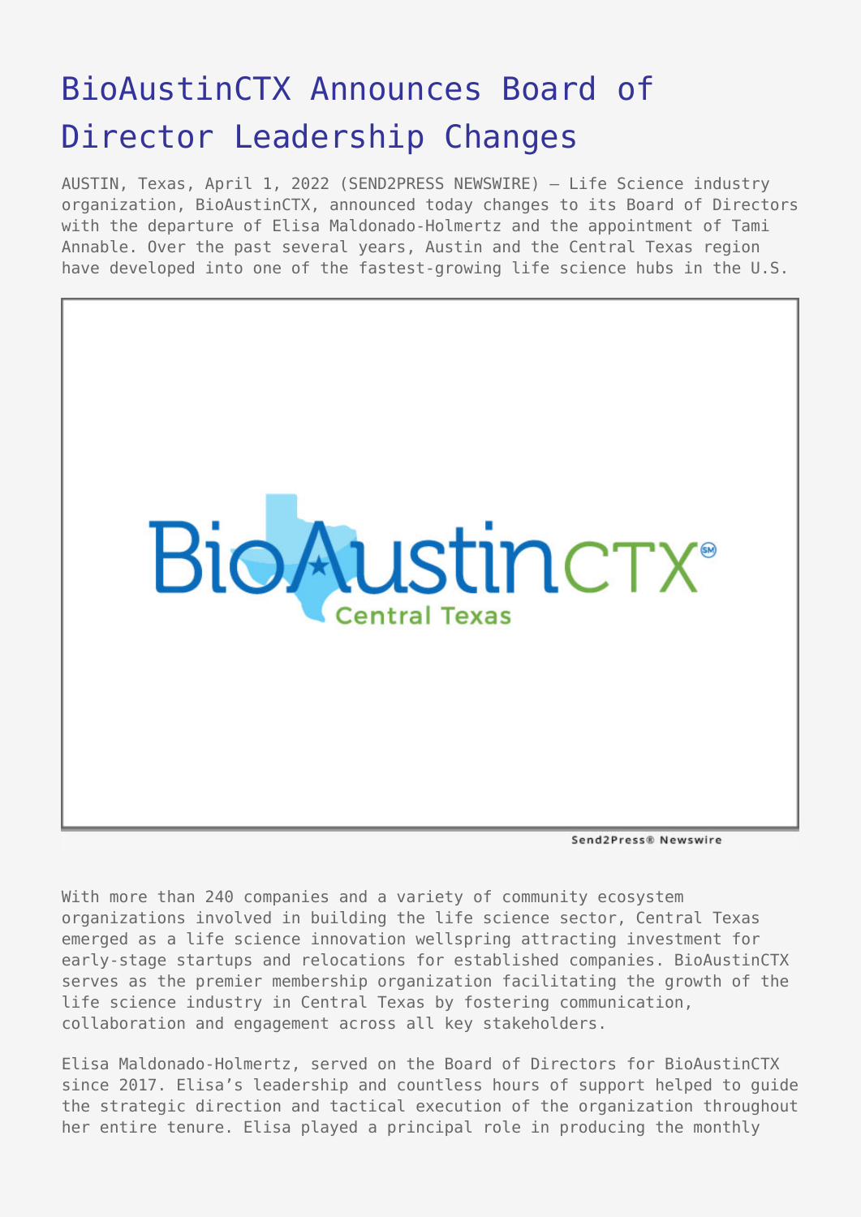# BioAustinCTX Announces Board of Director Leadership Changes

AUSTIN, Texas, April 1, 2022 (SEND2PRESS NEWSWIRE) — Life Science industry organization, BioAustinCTX, announced today changes to its Board of Directors with the departure of Elisa Maldonado-Holmertz and the appointment of Tami Annable. Over the past several years, Austin and the Central Texas region have developed into one of the fastest-growing life science hubs in the U.S.

With more than 240 companies and a variety of community ecosystem organizations involved in building the life science sector, Central Texas emerged as a life science innovation wellspring attracting investment for early-stage startups and relocations for established companies. BioAustinCTX serves as the premier membership organization facilitating the growth of the life science industry in Central Texas by fostering communication, collaboration and engagement across all key stakeholders.

Elisa Maldonado-Holmertz, served on the Board of Directors for BioAustinCTX since 2017. Elisa's leadership and countless hours of support helped to guide the strategic direction and tactical execution of the organization throughout her entire tenure. Elisa played a principal role in producing the monthly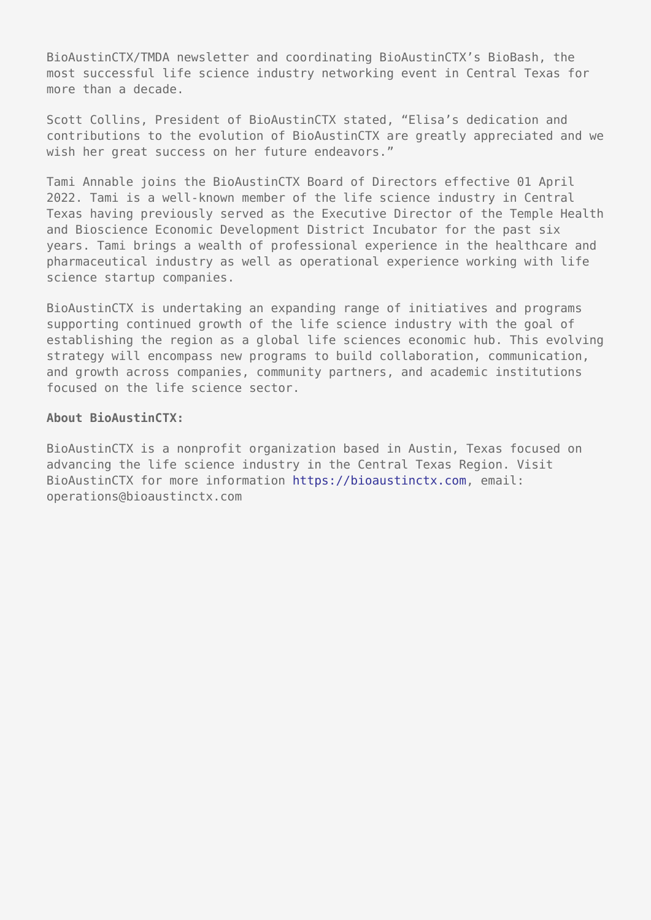BioAustinCTX/TMDA newsletter and coordinating BioAustinCTX's BioBash, the most successful life science industry networking event in Central Texas for more than a decade.

Scott Collins, President of BioAustinCTX stated, "Elisa's dedication and contributions to the evolution of BioAustinCTX are greatly appreciated and we wish her great success on her future endeavors."

Tami Annable joins the BioAustinCTX Board of Directors effective 01 April 2022. Tami is a well-known member of the life science industry in Central Texas having previously served as the Executive Director of the Temple Health and Bioscience Economic Development District Incubator for the past six years. Tami brings a wealth of professional experience in the healthcare and pharmaceutical industry as well as operational experience working with life science startup companies.

BioAustinCTX is undertaking an expanding range of initiatives and programs supporting continued growth of the life science industry with the goal of establishing the region as a global life sciences economic hub. This evolving strategy will encompass new programs to build collaboration, communication, and growth across companies, community partners, and academic institutions focused on the life science sector.

**About BioAustinCTX:**

BioAustinCTX is a nonprofit organization based in Austin, Texas focused on advancing the life science industry in the Central Texas Region. Visit BioAustinCTX for more information https://bioaustinctx.com, email: operations@bioaustinctx.com